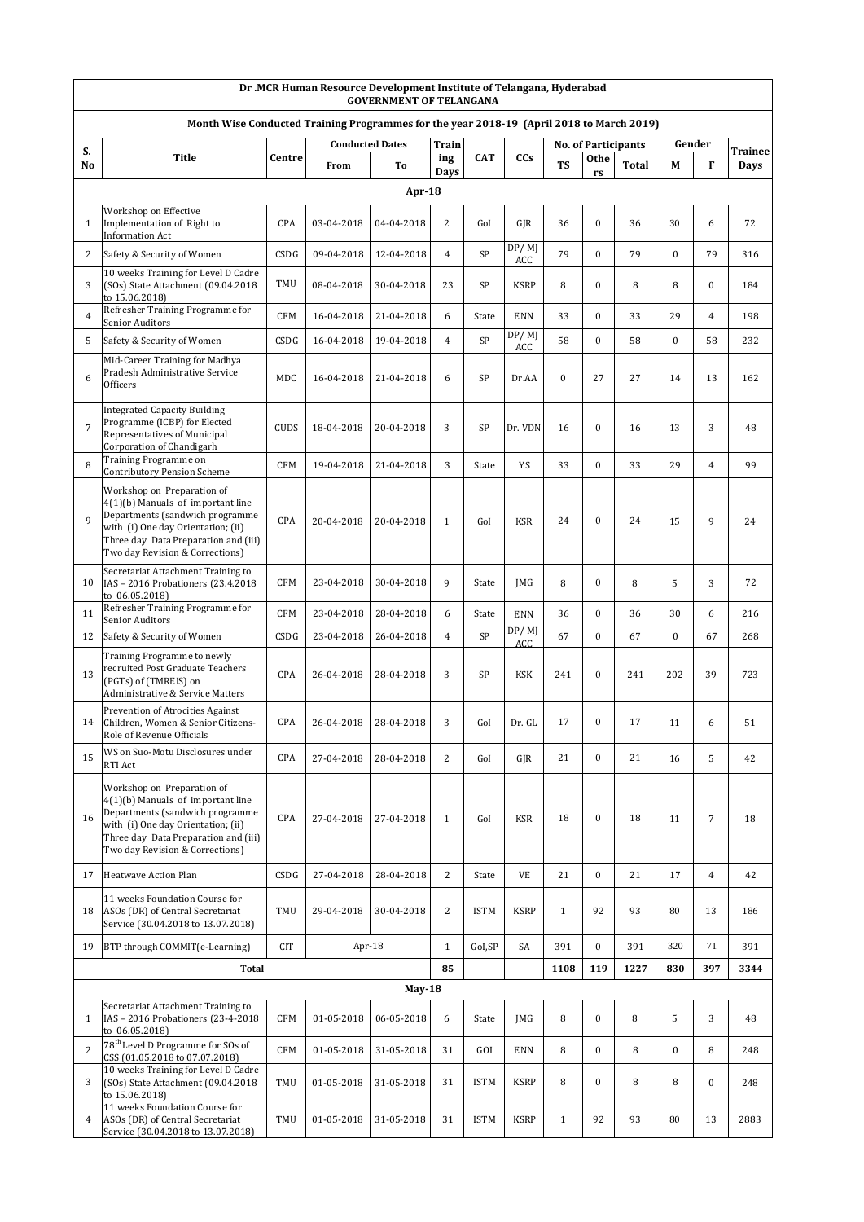# Dr .MCR Human Resource Development Institute of Telangana, Hyderabad

## GOVERNMENT OF TELANGANA

### Month Wise Conducted Training Programmes for the year 2018-19 (April 2018 to March 2019)

| S. No | Title | Centre | Conducted Dates | | Training Days | CAT | CCs | No. of Participants | | | Gender | | Trainee Days |
|---|---|---|---|---|---|---|---|---|---|---|---|---|---|
| | | | From | To | | | | TS | Others | Total | M | F | |
| **Apr-18** | | | | | | | | | | | | | |
| 1 | Workshop on Effective Implementation of Right to Information Act | CPA | 03-04-2018 | 04-04-2018 | 2 | GoI | GJR | 36 | 0 | 36 | 30 | 6 | 72 |
| 2 | Safety & Security of Women | CSDG | 09-04-2018 | 12-04-2018 | 4 | SP | DP/ MJ ACC | 79 | 0 | 79 | 0 | 79 | 316 |
| 3 | 10 weeks Training for Level D Cadre (SOs) State Attachment (09.04.2018 to 15.06.2018) | TMU | 08-04-2018 | 30-04-2018 | 23 | SP | KSRP | 8 | 0 | 8 | 8 | 0 | 184 |
| 4 | Refresher Training Programme for Senior Auditors | CFM | 16-04-2018 | 21-04-2018 | 6 | State | ENN | 33 | 0 | 33 | 29 | 4 | 198 |
| 5 | Safety & Security of Women | CSDG | 16-04-2018 | 19-04-2018 | 4 | SP | DP/ MJ ACC | 58 | 0 | 58 | 0 | 58 | 232 |
| 6 | Mid-Career Training for Madhya Pradesh Administrative Service Officers | MDC | 16-04-2018 | 21-04-2018 | 6 | SP | Dr.AA | 0 | 27 | 27 | 14 | 13 | 162 |
| 7 | Integrated Capacity Building Programme (ICBP) for Elected Representatives of Municipal Corporation of Chandigarh | CUDS | 18-04-2018 | 20-04-2018 | 3 | SP | Dr. VDN | 16 | 0 | 16 | 13 | 3 | 48 |
| 8 | Training Programme on Contributory Pension Scheme | CFM | 19-04-2018 | 21-04-2018 | 3 | State | YS | 33 | 0 | 33 | 29 | 4 | 99 |
| 9 | Workshop on Preparation of 4(1)(b) Manuals of important line Departments (sandwich programme with (i) One day Orientation; (ii) Three day Data Preparation and (iii) Two day Revision & Corrections) | CPA | 20-04-2018 | 20-04-2018 | 1 | GoI | KSR | 24 | 0 | 24 | 15 | 9 | 24 |
| 10 | Secretariat Attachment Training to IAS – 2016 Probationers (23.4.2018 to 06.05.2018) | CFM | 23-04-2018 | 30-04-2018 | 9 | State | JMG | 8 | 0 | 8 | 5 | 3 | 72 |
| 11 | Refresher Training Programme for Senior Auditors | CFM | 23-04-2018 | 28-04-2018 | 6 | State | ENN | 36 | 0 | 36 | 30 | 6 | 216 |
| 12 | Safety & Security of Women | CSDG | 23-04-2018 | 26-04-2018 | 4 | SP | DP/ MJ ACC | 67 | 0 | 67 | 0 | 67 | 268 |
| 13 | Training Programme to newly recruited Post Graduate Teachers (PGTs) of (TMREIS) on Administrative & Service Matters | CPA | 26-04-2018 | 28-04-2018 | 3 | SP | KSK | 241 | 0 | 241 | 202 | 39 | 723 |
| 14 | Prevention of Atrocities Against Children, Women & Senior Citizens-Role of Revenue Officials | CPA | 26-04-2018 | 28-04-2018 | 3 | GoI | Dr. GL | 17 | 0 | 17 | 11 | 6 | 51 |
| 15 | WS on Suo-Motu Disclosures under RTI Act | CPA | 27-04-2018 | 28-04-2018 | 2 | GoI | GJR | 21 | 0 | 21 | 16 | 5 | 42 |
| 16 | Workshop on Preparation of 4(1)(b) Manuals of important line Departments (sandwich programme with (i) One day Orientation; (ii) Three day Data Preparation and (iii) Two day Revision & Corrections) | CPA | 27-04-2018 | 27-04-2018 | 1 | GoI | KSR | 18 | 0 | 18 | 11 | 7 | 18 |
| 17 | Heatwave Action Plan | CSDG | 27-04-2018 | 28-04-2018 | 2 | State | VE | 21 | 0 | 21 | 17 | 4 | 42 |
| 18 | 11 weeks Foundation Course for ASOs (DR) of Central Secretariat Service (30.04.2018 to 13.07.2018) | TMU | 29-04-2018 | 30-04-2018 | 2 | ISTM | KSRP | 1 | 92 | 93 | 80 | 13 | 186 |
| 19 | BTP through COMMIT(e-Learning) | CIT | Apr-18 | | 1 | GoI,SP | SA | 391 | 0 | 391 | 320 | 71 | 391 |
| **Total** | | | | | **85** | | | **1108** | **119** | **1227** | **830** | **397** | **3344** |
| **May-18** | | | | | | | | | | | | | |
| 1 | Secretariat Attachment Training to IAS – 2016 Probationers (23-4-2018 to 06.05.2018) | CFM | 01-05-2018 | 06-05-2018 | 6 | State | JMG | 8 | 0 | 8 | 5 | 3 | 48 |
| 2 | 78th Level D Programme for SOs of CSS (01.05.2018 to 07.07.2018) | CFM | 01-05-2018 | 31-05-2018 | 31 | GOI | ENN | 8 | 0 | 8 | 0 | 8 | 248 |
| 3 | 10 weeks Training for Level D Cadre (SOs) State Attachment (09.04.2018 to 15.06.2018) | TMU | 01-05-2018 | 31-05-2018 | 31 | ISTM | KSRP | 8 | 0 | 8 | 8 | 0 | 248 |
| 4 | 11 weeks Foundation Course for ASOs (DR) of Central Secretariat Service (30.04.2018 to 13.07.2018) | TMU | 01-05-2018 | 31-05-2018 | 31 | ISTM | KSRP | 1 | 92 | 93 | 80 | 13 | 2883 |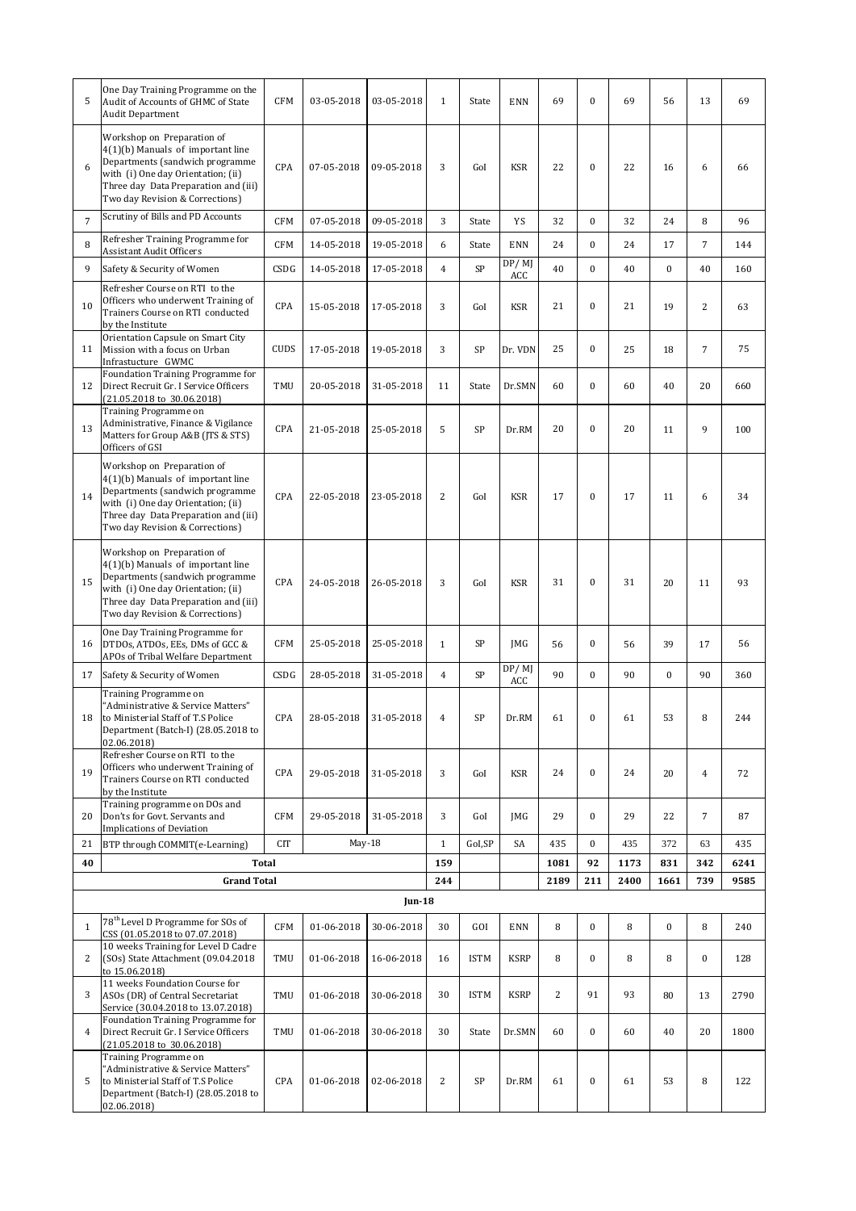| 5 | One Day Training Programme on the Audit of Accounts of GHMC of State Audit Department | CFM | 03-05-2018 | 03-05-2018 | 1 | State | ENN | 69 | 0 | 69 | 56 | 13 | 69 |
|---|---|---|---|---|---|---|---|---|---|---|---|---|---|
| 6 | Workshop on Preparation of 4(1)(b) Manuals of important line Departments (sandwich programme with (i) One day Orientation; (ii) Three day Data Preparation and (iii) Two day Revision & Corrections) | CPA | 07-05-2018 | 09-05-2018 | 3 | GoI | KSR | 22 | 0 | 22 | 16 | 6 | 66 |
| 7 | Scrutiny of Bills and PD Accounts | CFM | 07-05-2018 | 09-05-2018 | 3 | State | YS | 32 | 0 | 32 | 24 | 8 | 96 |
| 8 | Refresher Training Programme for Assistant Audit Officers | CFM | 14-05-2018 | 19-05-2018 | 6 | State | ENN | 24 | 0 | 24 | 17 | 7 | 144 |
| 9 | Safety & Security of Women | CSDG | 14-05-2018 | 17-05-2018 | 4 | SP | DP/ MJ ACC | 40 | 0 | 40 | 0 | 40 | 160 |
| 10 | Refresher Course on RTI to the Officers who underwent Training of Trainers Course on RTI conducted by the Institute | CPA | 15-05-2018 | 17-05-2018 | 3 | GoI | KSR | 21 | 0 | 21 | 19 | 2 | 63 |
| 11 | Orientation Capsule on Smart City Mission with a focus on Urban Infrastucture GWMC | CUDS | 17-05-2018 | 19-05-2018 | 3 | SP | Dr. VDN | 25 | 0 | 25 | 18 | 7 | 75 |
| 12 | Foundation Training Programme for Direct Recruit Gr. I Service Officers (21.05.2018 to 30.06.2018) | TMU | 20-05-2018 | 31-05-2018 | 11 | State | Dr.SMN | 60 | 0 | 60 | 40 | 20 | 660 |
| 13 | Training Programme on Administrative, Finance & Vigilance Matters for Group A&B (JTS & STS) Officers of GSI | CPA | 21-05-2018 | 25-05-2018 | 5 | SP | Dr.RM | 20 | 0 | 20 | 11 | 9 | 100 |
| 14 | Workshop on Preparation of 4(1)(b) Manuals of important line Departments (sandwich programme with (i) One day Orientation; (ii) Three day Data Preparation and (iii) Two day Revision & Corrections) | CPA | 22-05-2018 | 23-05-2018 | 2 | GoI | KSR | 17 | 0 | 17 | 11 | 6 | 34 |
| 15 | Workshop on Preparation of 4(1)(b) Manuals of important line Departments (sandwich programme with (i) One day Orientation; (ii) Three day Data Preparation and (iii) Two day Revision & Corrections) | CPA | 24-05-2018 | 26-05-2018 | 3 | GoI | KSR | 31 | 0 | 31 | 20 | 11 | 93 |
| 16 | One Day Training Programme for DTDOs, ATDOs, EEs, DMs of GCC & APOs of Tribal Welfare Department | CFM | 25-05-2018 | 25-05-2018 | 1 | SP | JMG | 56 | 0 | 56 | 39 | 17 | 56 |
| 17 | Safety & Security of Women | CSDG | 28-05-2018 | 31-05-2018 | 4 | SP | DP/ MJ ACC | 90 | 0 | 90 | 0 | 90 | 360 |
| 18 | Training Programme on "Administrative & Service Matters" to Ministerial Staff of T.S Police Department (Batch-I) (28.05.2018 to 02.06.2018) | CPA | 28-05-2018 | 31-05-2018 | 4 | SP | Dr.RM | 61 | 0 | 61 | 53 | 8 | 244 |
| 19 | Refresher Course on RTI to the Officers who underwent Training of Trainers Course on RTI conducted by the Institute | CPA | 29-05-2018 | 31-05-2018 | 3 | GoI | KSR | 24 | 0 | 24 | 20 | 4 | 72 |
| 20 | Training programme on DOs and Don'ts for Govt. Servants and Implications of Deviation | CFM | 29-05-2018 | 31-05-2018 | 3 | GoI | JMG | 29 | 0 | 29 | 22 | 7 | 87 |
| 21 | BTP through COMMIT(e-Learning) | CIT | May-18 | | 1 | GoI,SP | SA | 435 | 0 | 435 | 372 | 63 | 435 |
| **40** | **Total** | | | | **159** | | | **1081** | **92** | **1173** | **831** | **342** | **6241** |
| | **Grand Total** | | | | **244** | | | **2189** | **211** | **2400** | **1661** | **739** | **9585** |
| | | | | | **Jun-18** | | | | | | | | |
| 1 | 78th Level D Programme for SOs of CSS (01.05.2018 to 07.07.2018) | CFM | 01-06-2018 | 30-06-2018 | 30 | GOI | ENN | 8 | 0 | 8 | 0 | 8 | 240 |
| 2 | 10 weeks Training for Level D Cadre (SOs) State Attachment (09.04.2018 to 15.06.2018) | TMU | 01-06-2018 | 16-06-2018 | 16 | ISTM | KSRP | 8 | 0 | 8 | 8 | 0 | 128 |
| 3 | 11 weeks Foundation Course for ASOs (DR) of Central Secretariat Service (30.04.2018 to 13.07.2018) | TMU | 01-06-2018 | 30-06-2018 | 30 | ISTM | KSRP | 2 | 91 | 93 | 80 | 13 | 2790 |
| 4 | Foundation Training Programme for Direct Recruit Gr. I Service Officers (21.05.2018 to 30.06.2018) | TMU | 01-06-2018 | 30-06-2018 | 30 | State | Dr.SMN | 60 | 0 | 60 | 40 | 20 | 1800 |
| 5 | Training Programme on "Administrative & Service Matters" to Ministerial Staff of T.S Police Department (Batch-I) (28.05.2018 to 02.06.2018) | CPA | 01-06-2018 | 02-06-2018 | 2 | SP | Dr.RM | 61 | 0 | 61 | 53 | 8 | 122 |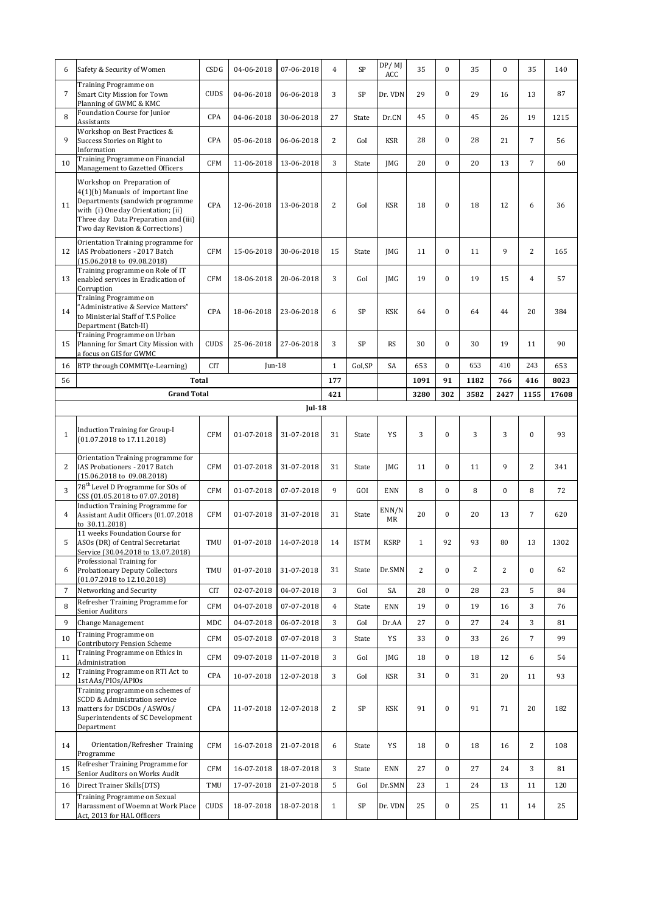| 6 | Safety & Security of Women | CSDG | 04-06-2018 | 07-06-2018 | 4 | SP | DP/ MJ ACC | 35 | 0 | 35 | 0 | 35 | 140 |
|---|---|---|---|---|---|---|---|---|---|---|---|---|---|
| 7 | Training Programme on Smart City Mission for Town Planning of GWMC & KMC | CUDS | 04-06-2018 | 06-06-2018 | 3 | SP | Dr. VDN | 29 | 0 | 29 | 16 | 13 | 87 |
| 8 | Foundation Course for Junior Assistants | CPA | 04-06-2018 | 30-06-2018 | 27 | State | Dr.CN | 45 | 0 | 45 | 26 | 19 | 1215 |
| 9 | Workshop on Best Practices & Success Stories on Right to Information | CPA | 05-06-2018 | 06-06-2018 | 2 | GoI | KSR | 28 | 0 | 28 | 21 | 7 | 56 |
| 10 | Training Programme on Financial Management to Gazetted Officers | CFM | 11-06-2018 | 13-06-2018 | 3 | State | JMG | 20 | 0 | 20 | 13 | 7 | 60 |
| 11 | Workshop on Preparation of 4(1)(b) Manuals of important line Departments (sandwich programme with (i) One day Orientation; (ii) Three day Data Preparation and (iii) Two day Revision & Corrections) | CPA | 12-06-2018 | 13-06-2018 | 2 | GoI | KSR | 18 | 0 | 18 | 12 | 6 | 36 |
| 12 | Orientation Training programme for IAS Probationers - 2017 Batch (15.06.2018 to 09.08.2018) | CFM | 15-06-2018 | 30-06-2018 | 15 | State | JMG | 11 | 0 | 11 | 9 | 2 | 165 |
| 13 | Training programme on Role of IT enabled services in Eradication of Corruption | CFM | 18-06-2018 | 20-06-2018 | 3 | GoI | JMG | 19 | 0 | 19 | 15 | 4 | 57 |
| 14 | Training Programme on "Administrative & Service Matters" to Ministerial Staff of T.S Police Department (Batch-II) | CPA | 18-06-2018 | 23-06-2018 | 6 | SP | KSK | 64 | 0 | 64 | 44 | 20 | 384 |
| 15 | Training Programme on Urban Planning for Smart City Mission with a focus on GIS for GWMC | CUDS | 25-06-2018 | 27-06-2018 | 3 | SP | RS | 30 | 0 | 30 | 19 | 11 | 90 |
| 16 | BTP through COMMIT(e-Learning) | CIT | Jun-18 | | 1 | GoI,SP | SA | 653 | 0 | 653 | 410 | 243 | 653 |
| 56 | Total | | | | 177 | | | 1091 | 91 | 1182 | 766 | 416 | 8023 |
| | Grand Total | | | | 421 | | | 3280 | 302 | 3582 | 2427 | 1155 | 17608 |
| | | | | Jul-18 | | | | | | | | | |
| 1 | Induction Training for Group-I (01.07.2018 to 17.11.2018) | CFM | 01-07-2018 | 31-07-2018 | 31 | State | YS | 3 | 0 | 3 | 3 | 0 | 93 |
| 2 | Orientation Training programme for IAS Probationers - 2017 Batch (15.06.2018 to 09.08.2018) | CFM | 01-07-2018 | 31-07-2018 | 31 | State | JMG | 11 | 0 | 11 | 9 | 2 | 341 |
| 3 | 78th Level D Programme for SOs of CSS (01.05.2018 to 07.07.2018) | CFM | 01-07-2018 | 07-07-2018 | 9 | GOI | ENN | 8 | 0 | 8 | 0 | 8 | 72 |
| 4 | Induction Training Programme for Assistant Audit Officers (01.07.2018 to 30.11.2018) | CFM | 01-07-2018 | 31-07-2018 | 31 | State | ENN/N MR | 20 | 0 | 20 | 13 | 7 | 620 |
| 5 | 11 weeks Foundation Course for ASOs (DR) of Central Secretariat Service (30.04.2018 to 13.07.2018) | TMU | 01-07-2018 | 14-07-2018 | 14 | ISTM | KSRP | 1 | 92 | 93 | 80 | 13 | 1302 |
| 6 | Professional Training for Probationary Deputy Collectors (01.07.2018 to 12.10.2018) | TMU | 01-07-2018 | 31-07-2018 | 31 | State | Dr.SMN | 2 | 0 | 2 | 2 | 0 | 62 |
| 7 | Networking and Security | CIT | 02-07-2018 | 04-07-2018 | 3 | GoI | SA | 28 | 0 | 28 | 23 | 5 | 84 |
| 8 | Refresher Training Programme for Senior Auditors | CFM | 04-07-2018 | 07-07-2018 | 4 | State | ENN | 19 | 0 | 19 | 16 | 3 | 76 |
| 9 | Change Management | MDC | 04-07-2018 | 06-07-2018 | 3 | GoI | Dr.AA | 27 | 0 | 27 | 24 | 3 | 81 |
| 10 | Training Programme on Contributory Pension Scheme | CFM | 05-07-2018 | 07-07-2018 | 3 | State | YS | 33 | 0 | 33 | 26 | 7 | 99 |
| 11 | Training Programme on Ethics in Administration | CFM | 09-07-2018 | 11-07-2018 | 3 | GoI | JMG | 18 | 0 | 18 | 12 | 6 | 54 |
| 12 | Training Programme on RTI Act to 1st AAs/PIOs/APIOs | CPA | 10-07-2018 | 12-07-2018 | 3 | GoI | KSR | 31 | 0 | 31 | 20 | 11 | 93 |
| 13 | Training programme on schemes of SCDD & Administration service matters for DSCDOs / ASWOs / Superintendents of SC Development Department | CPA | 11-07-2018 | 12-07-2018 | 2 | SP | KSK | 91 | 0 | 91 | 71 | 20 | 182 |
| 14 | Orientation/Refresher Training Programme | CFM | 16-07-2018 | 21-07-2018 | 6 | State | YS | 18 | 0 | 18 | 16 | 2 | 108 |
| 15 | Refresher Training Programme for Senior Auditors on Works Audit | CFM | 16-07-2018 | 18-07-2018 | 3 | State | ENN | 27 | 0 | 27 | 24 | 3 | 81 |
| 16 | Direct Trainer Skills(DTS) | TMU | 17-07-2018 | 21-07-2018 | 5 | GoI | Dr.SMN | 23 | 1 | 24 | 13 | 11 | 120 |
| 17 | Training Programme on Sexual Harassment of Woemn at Work Place Act, 2013 for HAL Officers | CUDS | 18-07-2018 | 18-07-2018 | 1 | SP | Dr. VDN | 25 | 0 | 25 | 11 | 14 | 25 |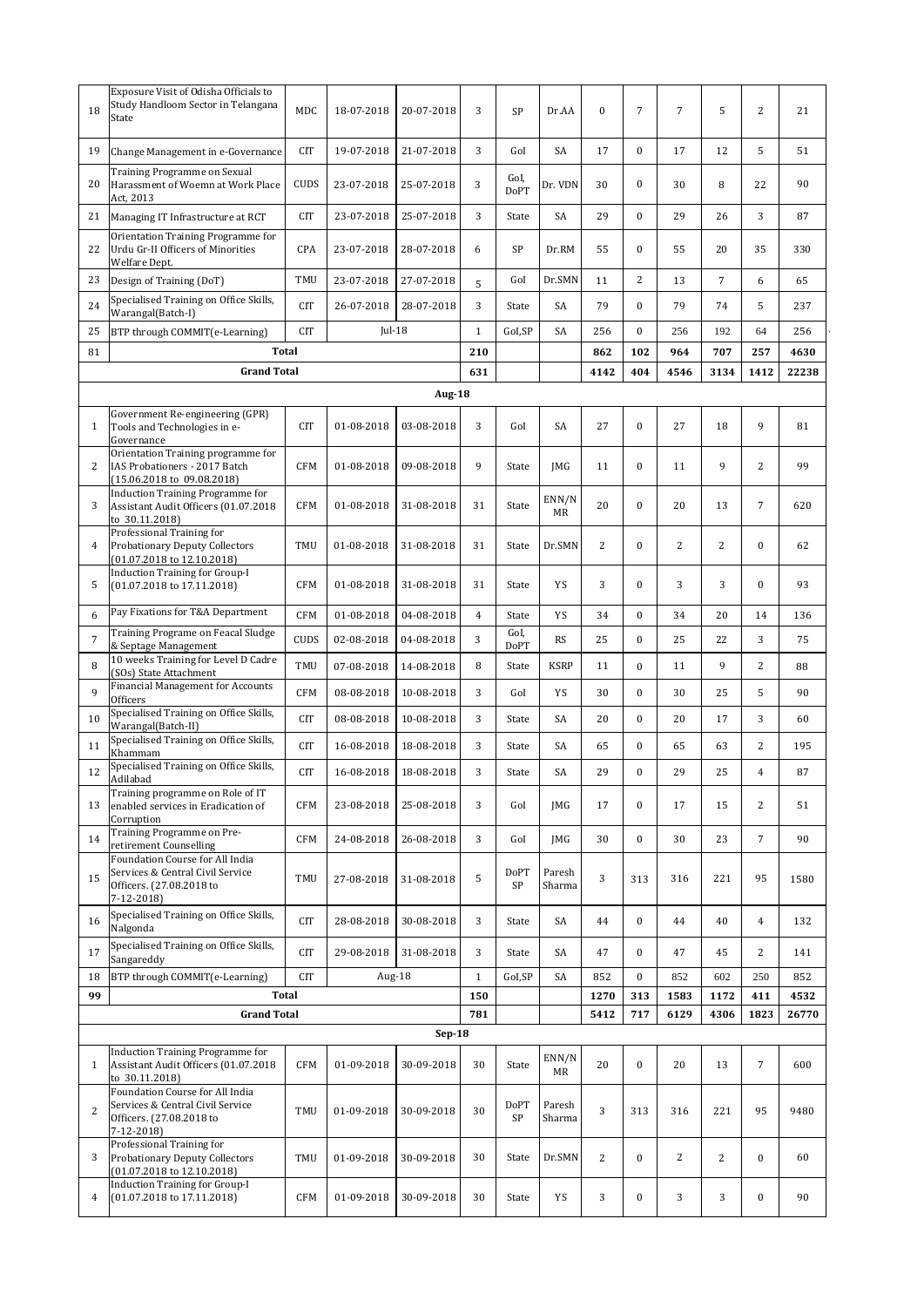| 18 | Exposure Visit of Odisha Officials to Study Handloom Sector in Telangana State | MDC | 18-07-2018 | 20-07-2018 | 3 | SP | Dr.AA | 0 | 7 | 7 | 5 | 2 | 21 |
|---|---|---|---|---|---|---|---|---|---|---|---|---|---|
| 19 | Change Management in e-Governance | CIT | 19-07-2018 | 21-07-2018 | 3 | GoI | SA | 17 | 0 | 17 | 12 | 5 | 51 |
| 20 | Training Programme on Sexual Harassment of Woemn at Work Place Act, 2013 | CUDS | 23-07-2018 | 25-07-2018 | 3 | GoI, DoPT | Dr. VDN | 30 | 0 | 30 | 8 | 22 | 90 |
| 21 | Managing IT Infrastructure at RCT | CIT | 23-07-2018 | 25-07-2018 | 3 | State | SA | 29 | 0 | 29 | 26 | 3 | 87 |
| 22 | Orientation Training Programme for Urdu Gr-II Officers of Minorities Welfare Dept. | CPA | 23-07-2018 | 28-07-2018 | 6 | SP | Dr.RM | 55 | 0 | 55 | 20 | 35 | 330 |
| 23 | Design of Training (DoT) | TMU | 23-07-2018 | 27-07-2018 | 5 | GoI | Dr.SMN | 11 | 2 | 13 | 7 | 6 | 65 |
| 24 | Specialised Training on Office Skills, Warangal(Batch-I) | CIT | 26-07-2018 | 28-07-2018 | 3 | State | SA | 79 | 0 | 79 | 74 | 5 | 237 |
| 25 | BTP through COMMIT(e-Learning) | CIT | Jul-18 | | 1 | GoI,SP | SA | 256 | 0 | 256 | 192 | 64 | 256 |
| 81 | **Total** | | | | **210** | | | **862** | **102** | **964** | **707** | **257** | **4630** |
| | **Grand Total** | | | | **631** | | | **4142** | **404** | **4546** | **3134** | **1412** | **22238** |
| | | | | **Aug-18** | | | | | | | | | |
| 1 | Government Re-engineering (GPR) Tools and Technologies in e-Governance | CIT | 01-08-2018 | 03-08-2018 | 3 | GoI | SA | 27 | 0 | 27 | 18 | 9 | 81 |
| 2 | Orientation Training programme for IAS Probationers - 2017 Batch (15.06.2018 to 09.08.2018) | CFM | 01-08-2018 | 09-08-2018 | 9 | State | JMG | 11 | 0 | 11 | 9 | 2 | 99 |
| 3 | Induction Training Programme for Assistant Audit Officers (01.07.2018 to 30.11.2018) | CFM | 01-08-2018 | 31-08-2018 | 31 | State | ENN/N MR | 20 | 0 | 20 | 13 | 7 | 620 |
| 4 | Professional Training for Probationary Deputy Collectors (01.07.2018 to 12.10.2018) | TMU | 01-08-2018 | 31-08-2018 | 31 | State | Dr.SMN | 2 | 0 | 2 | 2 | 0 | 62 |
| 5 | Induction Training for Group-I (01.07.2018 to 17.11.2018) | CFM | 01-08-2018 | 31-08-2018 | 31 | State | YS | 3 | 0 | 3 | 3 | 0 | 93 |
| 6 | Pay Fixations for T&A Department | CFM | 01-08-2018 | 04-08-2018 | 4 | State | YS | 34 | 0 | 34 | 20 | 14 | 136 |
| 7 | Training Programe on Feacal Sludge & Septage Management | CUDS | 02-08-2018 | 04-08-2018 | 3 | GoI, DoPT | RS | 25 | 0 | 25 | 22 | 3 | 75 |
| 8 | 10 weeks Training for Level D Cadre (SOs) State Attachment | TMU | 07-08-2018 | 14-08-2018 | 8 | State | KSRP | 11 | 0 | 11 | 9 | 2 | 88 |
| 9 | Financial Management for Accounts Officers | CFM | 08-08-2018 | 10-08-2018 | 3 | GoI | YS | 30 | 0 | 30 | 25 | 5 | 90 |
| 10 | Specialised Training on Office Skills, Warangal(Batch-II) | CIT | 08-08-2018 | 10-08-2018 | 3 | State | SA | 20 | 0 | 20 | 17 | 3 | 60 |
| 11 | Specialised Training on Office Skills, Khammam | CIT | 16-08-2018 | 18-08-2018 | 3 | State | SA | 65 | 0 | 65 | 63 | 2 | 195 |
| 12 | Specialised Training on Office Skills, Adilabad | CIT | 16-08-2018 | 18-08-2018 | 3 | State | SA | 29 | 0 | 29 | 25 | 4 | 87 |
| 13 | Training programme on Role of IT enabled services in Eradication of Corruption | CFM | 23-08-2018 | 25-08-2018 | 3 | GoI | JMG | 17 | 0 | 17 | 15 | 2 | 51 |
| 14 | Training Programme on Pre-retirement Counselling | CFM | 24-08-2018 | 26-08-2018 | 3 | GoI | JMG | 30 | 0 | 30 | 23 | 7 | 90 |
| 15 | Foundation Course for All India Services & Central Civil Service Officers. (27.08.2018 to 7-12-2018) | TMU | 27-08-2018 | 31-08-2018 | 5 | DoPT SP | Paresh Sharma | 3 | 313 | 316 | 221 | 95 | 1580 |
| 16 | Specialised Training on Office Skills, Nalgonda | CIT | 28-08-2018 | 30-08-2018 | 3 | State | SA | 44 | 0 | 44 | 40 | 4 | 132 |
| 17 | Specialised Training on Office Skills, Sangareddy | CIT | 29-08-2018 | 31-08-2018 | 3 | State | SA | 47 | 0 | 47 | 45 | 2 | 141 |
| 18 | BTP through COMMIT(e-Learning) | CIT | Aug-18 | | 1 | GoI,SP | SA | 852 | 0 | 852 | 602 | 250 | 852 |
| 99 | **Total** | | | | **150** | | | **1270** | **313** | **1583** | **1172** | **411** | **4532** |
| | **Grand Total** | | | | **781** | | | **5412** | **717** | **6129** | **4306** | **1823** | **26770** |
| | | | | **Sep-18** | | | | | | | | | |
| 1 | Induction Training Programme for Assistant Audit Officers (01.07.2018 to 30.11.2018) | CFM | 01-09-2018 | 30-09-2018 | 30 | State | ENN/N MR | 20 | 0 | 20 | 13 | 7 | 600 |
| 2 | Foundation Course for All India Services & Central Civil Service Officers. (27.08.2018 to 7-12-2018) | TMU | 01-09-2018 | 30-09-2018 | 30 | DoPT SP | Paresh Sharma | 3 | 313 | 316 | 221 | 95 | 9480 |
| 3 | Professional Training for Probationary Deputy Collectors (01.07.2018 to 12.10.2018) | TMU | 01-09-2018 | 30-09-2018 | 30 | State | Dr.SMN | 2 | 0 | 2 | 2 | 0 | 60 |
| 4 | Induction Training for Group-I (01.07.2018 to 17.11.2018) | CFM | 01-09-2018 | 30-09-2018 | 30 | State | YS | 3 | 0 | 3 | 3 | 0 | 90 |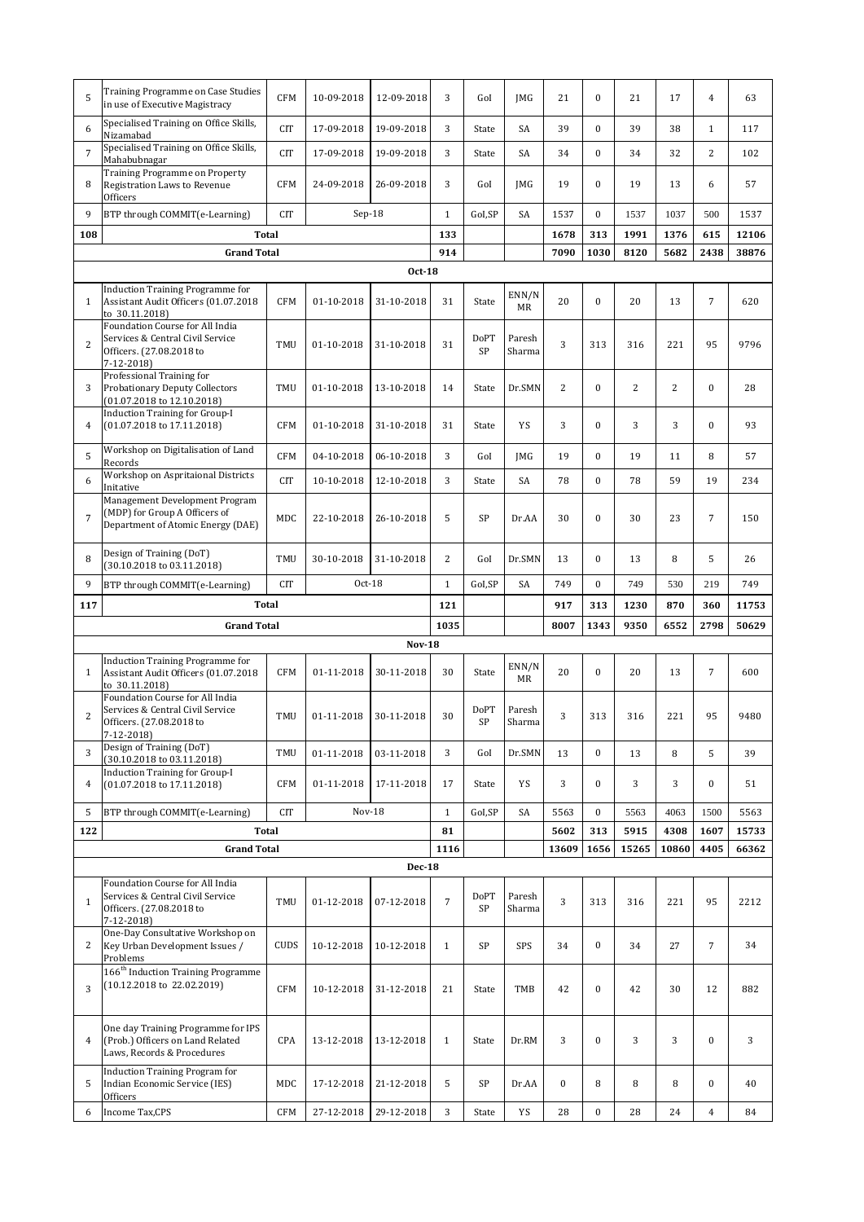| | | | | | | | | | | | | |
|---|---|---|---|---|---|---|---|---|---|---|---|---|
| 5 | Training Programme on Case Studies in use of Executive Magistracy | CFM | 10-09-2018 | 12-09-2018 | 3 | GoI | JMG | 21 | 0 | 21 | 17 | 4 | 63 |
| 6 | Specialised Training on Office Skills, Nizamabad | CIT | 17-09-2018 | 19-09-2018 | 3 | State | SA | 39 | 0 | 39 | 38 | 1 | 117 |
| 7 | Specialised Training on Office Skills, Mahabubnagar | CIT | 17-09-2018 | 19-09-2018 | 3 | State | SA | 34 | 0 | 34 | 32 | 2 | 102 |
| 8 | Training Programme on Property Registration Laws to Revenue Officers | CFM | 24-09-2018 | 26-09-2018 | 3 | GoI | JMG | 19 | 0 | 19 | 13 | 6 | 57 |
| 9 | BTP through COMMIT(e-Learning) | CIT | Sep-18 | | 1 | GoI,SP | SA | 1537 | 0 | 1537 | 1037 | 500 | 1537 |
| **108** | **Total** | | | | **133** | | | **1678** | **313** | **1991** | **1376** | **615** | **12106** |
| | **Grand Total** | | | | **914** | | | **7090** | **1030** | **8120** | **5682** | **2438** | **38876** |
| | | | | **Oct-18** | | | | | | | | | |
| 1 | Induction Training Programme for Assistant Audit Officers (01.07.2018 to 30.11.2018) | CFM | 01-10-2018 | 31-10-2018 | 31 | State | ENN/NMR | 20 | 0 | 20 | 13 | 7 | 620 |
| 2 | Foundation Course for All India Services & Central Civil Service Officers. (27.08.2018 to 7-12-2018) | TMU | 01-10-2018 | 31-10-2018 | 31 | DoPT SP | Paresh Sharma | 3 | 313 | 316 | 221 | 95 | 9796 |
| 3 | Professional Training for Probationary Deputy Collectors (01.07.2018 to 12.10.2018) | TMU | 01-10-2018 | 13-10-2018 | 14 | State | Dr.SMN | 2 | 0 | 2 | 2 | 0 | 28 |
| 4 | Induction Training for Group-I (01.07.2018 to 17.11.2018) | CFM | 01-10-2018 | 31-10-2018 | 31 | State | YS | 3 | 0 | 3 | 3 | 0 | 93 |
| 5 | Workshop on Digitalisation of Land Records | CFM | 04-10-2018 | 06-10-2018 | 3 | GoI | JMG | 19 | 0 | 19 | 11 | 8 | 57 |
| 6 | Workshop on Aspritaional Districts Initative | CIT | 10-10-2018 | 12-10-2018 | 3 | State | SA | 78 | 0 | 78 | 59 | 19 | 234 |
| 7 | Management Development Program (MDP) for Group A Officers of Department of Atomic Energy (DAE) | MDC | 22-10-2018 | 26-10-2018 | 5 | SP | Dr.AA | 30 | 0 | 30 | 23 | 7 | 150 |
| 8 | Design of Training (DoT) (30.10.2018 to 03.11.2018) | TMU | 30-10-2018 | 31-10-2018 | 2 | GoI | Dr.SMN | 13 | 0 | 13 | 8 | 5 | 26 |
| 9 | BTP through COMMIT(e-Learning) | CIT | Oct-18 | | 1 | GoI,SP | SA | 749 | 0 | 749 | 530 | 219 | 749 |
| **117** | **Total** | | | | **121** | | | **917** | **313** | **1230** | **870** | **360** | **11753** |
| | **Grand Total** | | | | **1035** | | | **8007** | **1343** | **9350** | **6552** | **2798** | **50629** |
| | | | | **Nov-18** | | | | | | | | | |
| 1 | Induction Training Programme for Assistant Audit Officers (01.07.2018 to 30.11.2018) | CFM | 01-11-2018 | 30-11-2018 | 30 | State | ENN/NMR | 20 | 0 | 20 | 13 | 7 | 600 |
| 2 | Foundation Course for All India Services & Central Civil Service Officers. (27.08.2018 to 7-12-2018) | TMU | 01-11-2018 | 30-11-2018 | 30 | DoPT SP | Paresh Sharma | 3 | 313 | 316 | 221 | 95 | 9480 |
| 3 | Design of Training (DoT) (30.10.2018 to 03.11.2018) | TMU | 01-11-2018 | 03-11-2018 | 3 | GoI | Dr.SMN | 13 | 0 | 13 | 8 | 5 | 39 |
| 4 | Induction Training for Group-I (01.07.2018 to 17.11.2018) | CFM | 01-11-2018 | 17-11-2018 | 17 | State | YS | 3 | 0 | 3 | 3 | 0 | 51 |
| 5 | BTP through COMMIT(e-Learning) | CIT | Nov-18 | | 1 | GoI,SP | SA | 5563 | 0 | 5563 | 4063 | 1500 | 5563 |
| **122** | **Total** | | | | **81** | | | **5602** | **313** | **5915** | **4308** | **1607** | **15733** |
| | **Grand Total** | | | | **1116** | | | **13609** | **1656** | **15265** | **10860** | **4405** | **66362** |
| | | | | **Dec-18** | | | | | | | | | |
| 1 | Foundation Course for All India Services & Central Civil Service Officers. (27.08.2018 to 7-12-2018) | TMU | 01-12-2018 | 07-12-2018 | 7 | DoPT SP | Paresh Sharma | 3 | 313 | 316 | 221 | 95 | 2212 |
| 2 | One-Day Consultative Workshop on Key Urban Development Issues / Problems | CUDS | 10-12-2018 | 10-12-2018 | 1 | SP | SPS | 34 | 0 | 34 | 27 | 7 | 34 |
| 3 | 166th Induction Training Programme (10.12.2018 to 22.02.2019) | CFM | 10-12-2018 | 31-12-2018 | 21 | State | TMB | 42 | 0 | 42 | 30 | 12 | 882 |
| 4 | One day Training Programme for IPS (Prob.) Officers on Land Related Laws, Records & Procedures | CPA | 13-12-2018 | 13-12-2018 | 1 | State | Dr.RM | 3 | 0 | 3 | 3 | 0 | 3 |
| 5 | Induction Training Program for Indian Economic Service (IES) Officers | MDC | 17-12-2018 | 21-12-2018 | 5 | SP | Dr.AA | 0 | 8 | 8 | 8 | 0 | 40 |
| 6 | Income Tax,CPS | CFM | 27-12-2018 | 29-12-2018 | 3 | State | YS | 28 | 0 | 28 | 24 | 4 | 84 |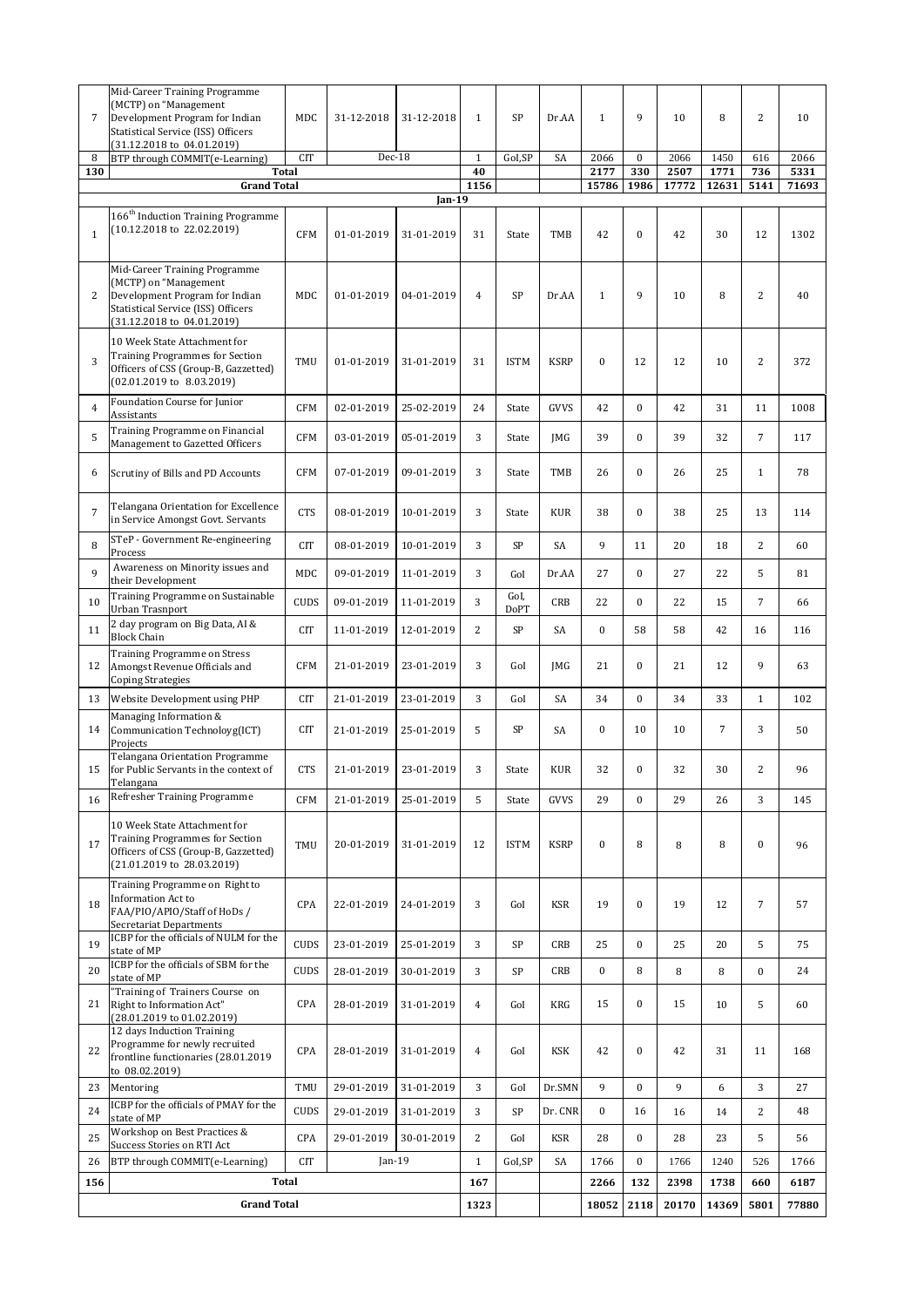| | | | | | | | | | | | | | |
|---|---|---|---|---|---|---|---|---|---|---|---|---|---|
| 7 | Mid-Career Training Programme (MCTP) on "Management Development Program for Indian Statistical Service (ISS) Officers (31.12.2018 to 04.01.2019) | MDC | 31-12-2018 | 31-12-2018 | 1 | SP | Dr.AA | 1 | 9 | 10 | 8 | 2 | 10 |
| 8 | BTP through COMMIT(e-Learning) | CIT | Dec-18 | | 1 | GoI,SP | SA | 2066 | 0 | 2066 | 1450 | 616 | 2066 |
| **130** | **Total** | | | | **40** | | | **2177** | **330** | **2507** | **1771** | **736** | **5331** |
| | **Grand Total** | | | | **1156** | | | **15786** | **1986** | **17772** | **12631** | **5141** | **71693** |
| | | | | **Jan-19** | | | | | | | | | |
| 1 | 166th Induction Training Programme (10.12.2018 to 22.02.2019) | CFM | 01-01-2019 | 31-01-2019 | 31 | State | TMB | 42 | 0 | 42 | 30 | 12 | 1302 |
| 2 | Mid-Career Training Programme (MCTP) on "Management Development Program for Indian Statistical Service (ISS) Officers (31.12.2018 to 04.01.2019) | MDC | 01-01-2019 | 04-01-2019 | 4 | SP | Dr.AA | 1 | 9 | 10 | 8 | 2 | 40 |
| 3 | 10 Week State Attachment for Training Programmes for Section Officers of CSS (Group-B, Gazzetted) (02.01.2019 to 8.03.2019) | TMU | 01-01-2019 | 31-01-2019 | 31 | ISTM | KSRP | 0 | 12 | 12 | 10 | 2 | 372 |
| 4 | Foundation Course for Junior Assistants | CFM | 02-01-2019 | 25-02-2019 | 24 | State | GVVS | 42 | 0 | 42 | 31 | 11 | 1008 |
| 5 | Training Programme on Financial Management to Gazetted Officers | CFM | 03-01-2019 | 05-01-2019 | 3 | State | JMG | 39 | 0 | 39 | 32 | 7 | 117 |
| 6 | Scrutiny of Bills and PD Accounts | CFM | 07-01-2019 | 09-01-2019 | 3 | State | TMB | 26 | 0 | 26 | 25 | 1 | 78 |
| 7 | Telangana Orientation for Excellence in Service Amongst Govt. Servants | CTS | 08-01-2019 | 10-01-2019 | 3 | State | KUR | 38 | 0 | 38 | 25 | 13 | 114 |
| 8 | STeP - Government Re-engineering Process | CIT | 08-01-2019 | 10-01-2019 | 3 | SP | SA | 9 | 11 | 20 | 18 | 2 | 60 |
| 9 | Awareness on Minority issues and their Development | MDC | 09-01-2019 | 11-01-2019 | 3 | GoI | Dr.AA | 27 | 0 | 27 | 22 | 5 | 81 |
| 10 | Training Programme on Sustainable Urban Trasnport | CUDS | 09-01-2019 | 11-01-2019 | 3 | GoI, DoPT | CRB | 22 | 0 | 22 | 15 | 7 | 66 |
| 11 | 2 day program on Big Data, AI & Block Chain | CIT | 11-01-2019 | 12-01-2019 | 2 | SP | SA | 0 | 58 | 58 | 42 | 16 | 116 |
| 12 | Training Programme on Stress Amongst Revenue Officials and Coping Strategies | CFM | 21-01-2019 | 23-01-2019 | 3 | GoI | JMG | 21 | 0 | 21 | 12 | 9 | 63 |
| 13 | Website Development using PHP | CIT | 21-01-2019 | 23-01-2019 | 3 | GoI | SA | 34 | 0 | 34 | 33 | 1 | 102 |
| 14 | Managing Information & Communication Technoloyg(ICT) Projects | CIT | 21-01-2019 | 25-01-2019 | 5 | SP | SA | 0 | 10 | 10 | 7 | 3 | 50 |
| 15 | Telangana Orientation Programme for Public Servants in the context of Telangana | CTS | 21-01-2019 | 23-01-2019 | 3 | State | KUR | 32 | 0 | 32 | 30 | 2 | 96 |
| 16 | Refresher Training Programme | CFM | 21-01-2019 | 25-01-2019 | 5 | State | GVVS | 29 | 0 | 29 | 26 | 3 | 145 |
| 17 | 10 Week State Attachment for Training Programmes for Section Officers of CSS (Group-B, Gazzetted) (21.01.2019 to 28.03.2019) | TMU | 20-01-2019 | 31-01-2019 | 12 | ISTM | KSRP | 0 | 8 | 8 | 8 | 0 | 96 |
| 18 | Training Programme on Right to Information Act to FAA/PIO/APIO/Staff of HoDs / Secretariat Departments | CPA | 22-01-2019 | 24-01-2019 | 3 | GoI | KSR | 19 | 0 | 19 | 12 | 7 | 57 |
| 19 | ICBP for the officials of NULM for the state of MP | CUDS | 23-01-2019 | 25-01-2019 | 3 | SP | CRB | 25 | 0 | 25 | 20 | 5 | 75 |
| 20 | ICBP for the officials of SBM for the state of MP | CUDS | 28-01-2019 | 30-01-2019 | 3 | SP | CRB | 0 | 8 | 8 | 8 | 0 | 24 |
| 21 | "Training of Trainers Course on Right to Information Act" (28.01.2019 to 01.02.2019) | CPA | 28-01-2019 | 31-01-2019 | 4 | GoI | KRG | 15 | 0 | 15 | 10 | 5 | 60 |
| 22 | 12 days Induction Training Programme for newly recruited frontline functionaries (28.01.2019 to 08.02.2019) | CPA | 28-01-2019 | 31-01-2019 | 4 | GoI | KSK | 42 | 0 | 42 | 31 | 11 | 168 |
| 23 | Mentoring | TMU | 29-01-2019 | 31-01-2019 | 3 | GoI | Dr.SMN | 9 | 0 | 9 | 6 | 3 | 27 |
| 24 | ICBP for the officials of PMAY for the state of MP | CUDS | 29-01-2019 | 31-01-2019 | 3 | SP | Dr. CNR | 0 | 16 | 16 | 14 | 2 | 48 |
| 25 | Workshop on Best Practices & Success Stories on RTI Act | CPA | 29-01-2019 | 30-01-2019 | 2 | GoI | KSR | 28 | 0 | 28 | 23 | 5 | 56 |
| 26 | BTP through COMMIT(e-Learning) | CIT | Jan-19 | | 1 | GoI,SP | SA | 1766 | 0 | 1766 | 1240 | 526 | 1766 |
| **156** | **Total** | | | | **167** | | | **2266** | **132** | **2398** | **1738** | **660** | **6187** |
| | **Grand Total** | | | | **1323** | | | **18052** | **2118** | **20170** | **14369** | **5801** | **77880** |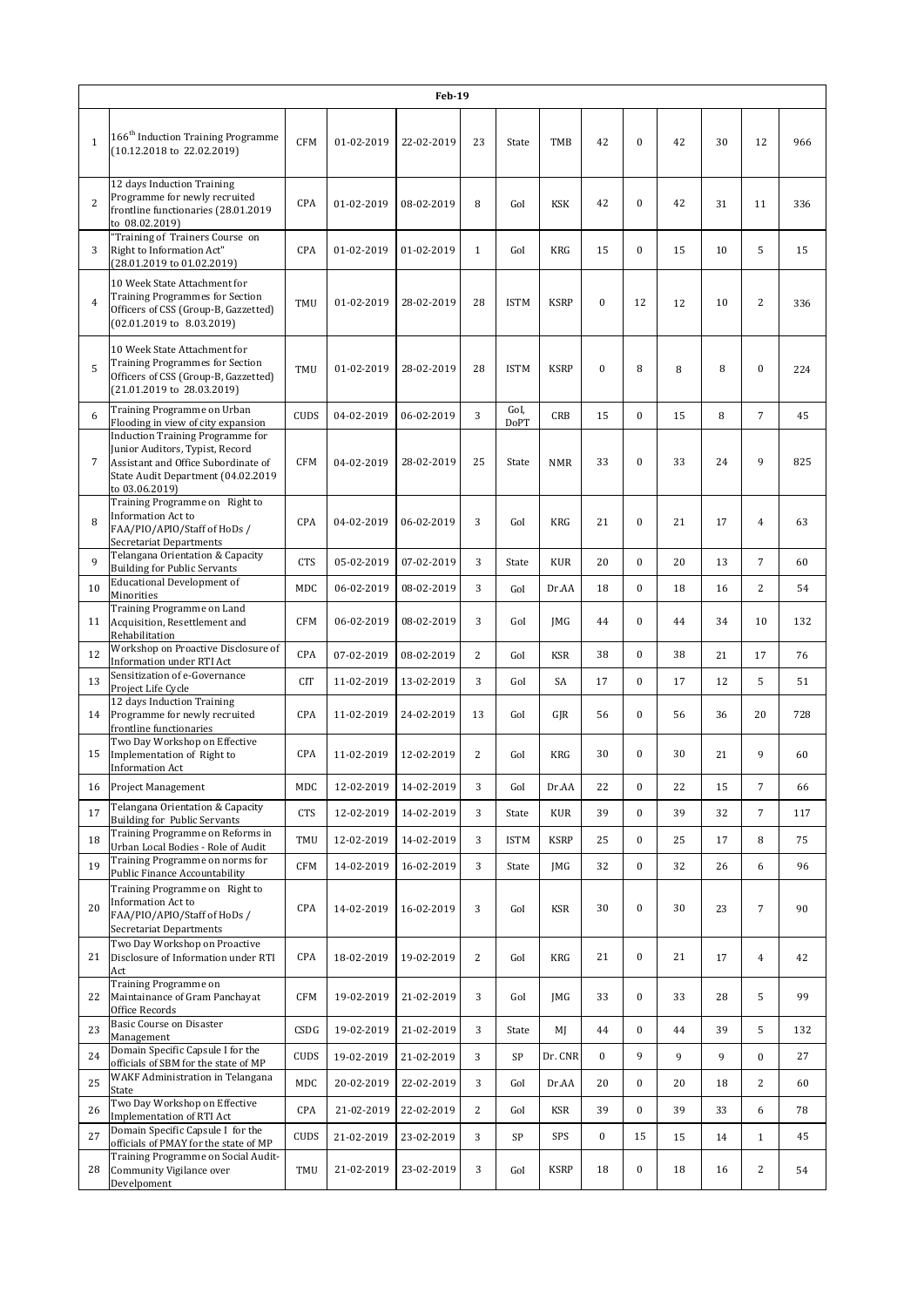| Feb-19 | | | | | | | | | | | | | |
|---|---|---|---|---|---|---|---|---|---|---|---|---|---|
| 1 | 166th Induction Training Programme (10.12.2018 to 22.02.2019) | CFM | 01-02-2019 | 22-02-2019 | 23 | State | TMB | 42 | 0 | 42 | 30 | 12 | 966 |
| 2 | 12 days Induction Training Programme for newly recruited frontline functionaries (28.01.2019 to 08.02.2019) | CPA | 01-02-2019 | 08-02-2019 | 8 | GoI | KSK | 42 | 0 | 42 | 31 | 11 | 336 |
| 3 | "Training of Trainers Course on Right to Information Act" (28.01.2019 to 01.02.2019) | CPA | 01-02-2019 | 01-02-2019 | 1 | GoI | KRG | 15 | 0 | 15 | 10 | 5 | 15 |
| 4 | 10 Week State Attachment for Training Programmes for Section Officers of CSS (Group-B, Gazzetted) (02.01.2019 to 8.03.2019) | TMU | 01-02-2019 | 28-02-2019 | 28 | ISTM | KSRP | 0 | 12 | 12 | 10 | 2 | 336 |
| 5 | 10 Week State Attachment for Training Programmes for Section Officers of CSS (Group-B, Gazzetted) (21.01.2019 to 28.03.2019) | TMU | 01-02-2019 | 28-02-2019 | 28 | ISTM | KSRP | 0 | 8 | 8 | 8 | 0 | 224 |
| 6 | Training Programme on Urban Flooding in view of city expansion | CUDS | 04-02-2019 | 06-02-2019 | 3 | GoI, DoPT | CRB | 15 | 0 | 15 | 8 | 7 | 45 |
| 7 | Induction Training Programme for Junior Auditors, Typist, Record Assistant and Office Subordinate of State Audit Department (04.02.2019 to 03.06.2019) | CFM | 04-02-2019 | 28-02-2019 | 25 | State | NMR | 33 | 0 | 33 | 24 | 9 | 825 |
| 8 | Training Programme on Right to Information Act to FAA/PIO/APIO/Staff of HoDs / Secretariat Departments | CPA | 04-02-2019 | 06-02-2019 | 3 | GoI | KRG | 21 | 0 | 21 | 17 | 4 | 63 |
| 9 | Telangana Orientation & Capacity Building for Public Servants | CTS | 05-02-2019 | 07-02-2019 | 3 | State | KUR | 20 | 0 | 20 | 13 | 7 | 60 |
| 10 | Educational Development of Minorities | MDC | 06-02-2019 | 08-02-2019 | 3 | GoI | Dr.AA | 18 | 0 | 18 | 16 | 2 | 54 |
| 11 | Training Programme on Land Acquisition, Resettlement and Rehabilitation | CFM | 06-02-2019 | 08-02-2019 | 3 | GoI | JMG | 44 | 0 | 44 | 34 | 10 | 132 |
| 12 | Workshop on Proactive Disclosure of Information under RTI Act | CPA | 07-02-2019 | 08-02-2019 | 2 | GoI | KSR | 38 | 0 | 38 | 21 | 17 | 76 |
| 13 | Sensitization of e-Governance Project Life Cycle | CIT | 11-02-2019 | 13-02-2019 | 3 | GoI | SA | 17 | 0 | 17 | 12 | 5 | 51 |
| 14 | 12 days Induction Training Programme for newly recruited frontline functionaries | CPA | 11-02-2019 | 24-02-2019 | 13 | GoI | GJR | 56 | 0 | 56 | 36 | 20 | 728 |
| 15 | Two Day Workshop on Effective Implementation of Right to Information Act | CPA | 11-02-2019 | 12-02-2019 | 2 | GoI | KRG | 30 | 0 | 30 | 21 | 9 | 60 |
| 16 | Project Management | MDC | 12-02-2019 | 14-02-2019 | 3 | GoI | Dr.AA | 22 | 0 | 22 | 15 | 7 | 66 |
| 17 | Telangana Orientation & Capacity Building for Public Servants | CTS | 12-02-2019 | 14-02-2019 | 3 | State | KUR | 39 | 0 | 39 | 32 | 7 | 117 |
| 18 | Training Programme on Reforms in Urban Local Bodies - Role of Audit | TMU | 12-02-2019 | 14-02-2019 | 3 | ISTM | KSRP | 25 | 0 | 25 | 17 | 8 | 75 |
| 19 | Training Programme on norms for Public Finance Accountability | CFM | 14-02-2019 | 16-02-2019 | 3 | State | JMG | 32 | 0 | 32 | 26 | 6 | 96 |
| 20 | Training Programme on Right to Information Act to FAA/PIO/APIO/Staff of HoDs / Secretariat Departments | CPA | 14-02-2019 | 16-02-2019 | 3 | GoI | KSR | 30 | 0 | 30 | 23 | 7 | 90 |
| 21 | Two Day Workshop on Proactive Disclosure of Information under RTI Act | CPA | 18-02-2019 | 19-02-2019 | 2 | GoI | KRG | 21 | 0 | 21 | 17 | 4 | 42 |
| 22 | Training Programme on Maintainance of Gram Panchayat Office Records | CFM | 19-02-2019 | 21-02-2019 | 3 | GoI | JMG | 33 | 0 | 33 | 28 | 5 | 99 |
| 23 | Basic Course on Disaster Management | CSDG | 19-02-2019 | 21-02-2019 | 3 | State | MJ | 44 | 0 | 44 | 39 | 5 | 132 |
| 24 | Domain Specific Capsule I for the officials of SBM for the state of MP | CUDS | 19-02-2019 | 21-02-2019 | 3 | SP | Dr. CNR | 0 | 9 | 9 | 9 | 0 | 27 |
| 25 | WAKF Administration in Telangana State | MDC | 20-02-2019 | 22-02-2019 | 3 | GoI | Dr.AA | 20 | 0 | 20 | 18 | 2 | 60 |
| 26 | Two Day Workshop on Effective Implementation of RTI Act | CPA | 21-02-2019 | 22-02-2019 | 2 | GoI | KSR | 39 | 0 | 39 | 33 | 6 | 78 |
| 27 | Domain Specific Capsule I for the officials of PMAY for the state of MP | CUDS | 21-02-2019 | 23-02-2019 | 3 | SP | SPS | 0 | 15 | 15 | 14 | 1 | 45 |
| 28 | Training Programme on Social Audit-Community Vigilance over Develpoment | TMU | 21-02-2019 | 23-02-2019 | 3 | GoI | KSRP | 18 | 0 | 18 | 16 | 2 | 54 |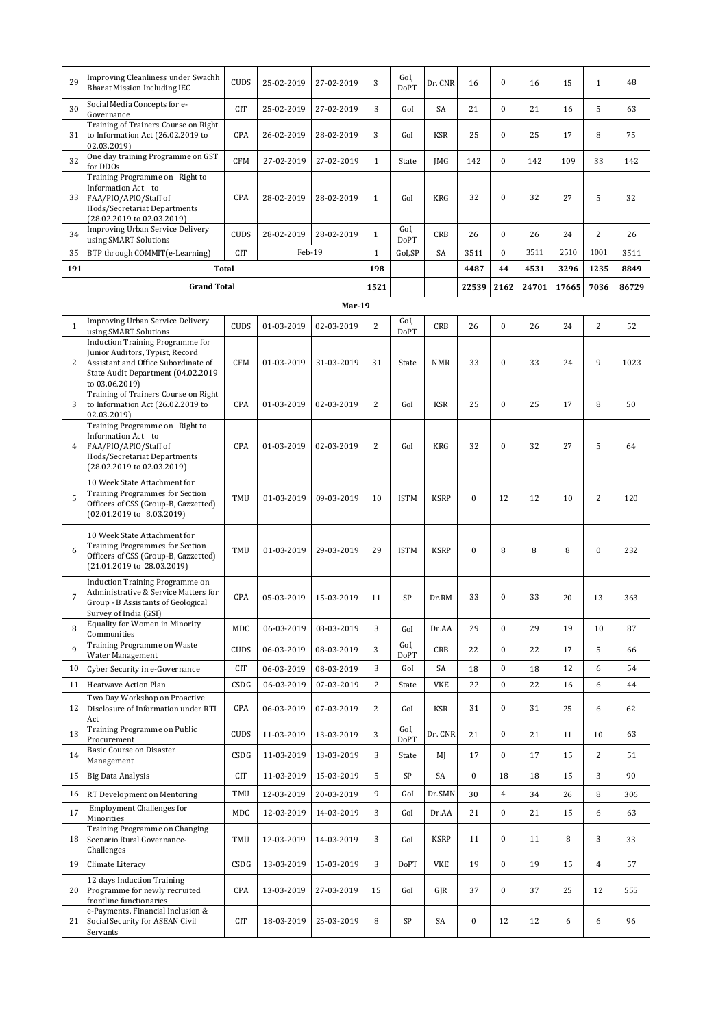| | | | | | | | | | | | | | |
|---|---|---|---|---|---|---|---|---|---|---|---|---|---|
| 29 | Improving Cleanliness under Swachh Bharat Mission Including IEC | CUDS | 25-02-2019 | 27-02-2019 | 3 | GoI, DoPT | Dr. CNR | 16 | 0 | 16 | 15 | 1 | 48 |
| 30 | Social Media Concepts for e-Governance | CIT | 25-02-2019 | 27-02-2019 | 3 | GoI | SA | 21 | 0 | 21 | 16 | 5 | 63 |
| 31 | Training of Trainers Course on Right to Information Act (26.02.2019 to 02.03.2019) | CPA | 26-02-2019 | 28-02-2019 | 3 | GoI | KSR | 25 | 0 | 25 | 17 | 8 | 75 |
| 32 | One day training Programme on GST for DDOs | CFM | 27-02-2019 | 27-02-2019 | 1 | State | JMG | 142 | 0 | 142 | 109 | 33 | 142 |
| 33 | Training Programme on Right to Information Act to FAA/PIO/APIO/Staff of Hods/Secretariat Departments (28.02.2019 to 02.03.2019) | CPA | 28-02-2019 | 28-02-2019 | 1 | GoI | KRG | 32 | 0 | 32 | 27 | 5 | 32 |
| 34 | Improving Urban Service Delivery using SMART Solutions | CUDS | 28-02-2019 | 28-02-2019 | 1 | GoI, DoPT | CRB | 26 | 0 | 26 | 24 | 2 | 26 |
| 35 | BTP through COMMIT(e-Learning) | CIT | Feb-19 | | 1 | GoI,SP | SA | 3511 | 0 | 3511 | 2510 | 1001 | 3511 |
| **191** | **Total** | | | | **198** | | | **4487** | **44** | **4531** | **3296** | **1235** | **8849** |
| | **Grand Total** | | | | **1521** | | | **22539** | **2162** | **24701** | **17665** | **7036** | **86729** |
| | | | | **Mar-19** | | | | | | | | | |
| 1 | Improving Urban Service Delivery using SMART Solutions | CUDS | 01-03-2019 | 02-03-2019 | 2 | GoI, DoPT | CRB | 26 | 0 | 26 | 24 | 2 | 52 |
| 2 | Induction Training Programme for Junior Auditors, Typist, Record Assistant and Office Subordinate of State Audit Department (04.02.2019 to 03.06.2019) | CFM | 01-03-2019 | 31-03-2019 | 31 | State | NMR | 33 | 0 | 33 | 24 | 9 | 1023 |
| 3 | Training of Trainers Course on Right to Information Act (26.02.2019 to 02.03.2019) | CPA | 01-03-2019 | 02-03-2019 | 2 | GoI | KSR | 25 | 0 | 25 | 17 | 8 | 50 |
| 4 | Training Programme on Right to Information Act to FAA/PIO/APIO/Staff of Hods/Secretariat Departments (28.02.2019 to 02.03.2019) | CPA | 01-03-2019 | 02-03-2019 | 2 | GoI | KRG | 32 | 0 | 32 | 27 | 5 | 64 |
| 5 | 10 Week State Attachment for Training Programmes for Section Officers of CSS (Group-B, Gazzetted) (02.01.2019 to 8.03.2019) | TMU | 01-03-2019 | 09-03-2019 | 10 | ISTM | KSRP | 0 | 12 | 12 | 10 | 2 | 120 |
| 6 | 10 Week State Attachment for Training Programmes for Section Officers of CSS (Group-B, Gazzetted) (21.01.2019 to 28.03.2019) | TMU | 01-03-2019 | 29-03-2019 | 29 | ISTM | KSRP | 0 | 8 | 8 | 8 | 0 | 232 |
| 7 | Induction Training Programme on Administrative & Service Matters for Group - B Assistants of Geological Survey of India (GSI) | CPA | 05-03-2019 | 15-03-2019 | 11 | SP | Dr.RM | 33 | 0 | 33 | 20 | 13 | 363 |
| 8 | Equality for Women in Minority Communities | MDC | 06-03-2019 | 08-03-2019 | 3 | GoI | Dr.AA | 29 | 0 | 29 | 19 | 10 | 87 |
| 9 | Training Programme on Waste Water Management | CUDS | 06-03-2019 | 08-03-2019 | 3 | GoI, DoPT | CRB | 22 | 0 | 22 | 17 | 5 | 66 |
| 10 | Cyber Security in e-Governance | CIT | 06-03-2019 | 08-03-2019 | 3 | GoI | SA | 18 | 0 | 18 | 12 | 6 | 54 |
| 11 | Heatwave Action Plan | CSDG | 06-03-2019 | 07-03-2019 | 2 | State | VKE | 22 | 0 | 22 | 16 | 6 | 44 |
| 12 | Two Day Workshop on Proactive Disclosure of Information under RTI Act | CPA | 06-03-2019 | 07-03-2019 | 2 | GoI | KSR | 31 | 0 | 31 | 25 | 6 | 62 |
| 13 | Training Programme on Public Procurement | CUDS | 11-03-2019 | 13-03-2019 | 3 | GoI, DoPT | Dr. CNR | 21 | 0 | 21 | 11 | 10 | 63 |
| 14 | Basic Course on Disaster Management | CSDG | 11-03-2019 | 13-03-2019 | 3 | State | MJ | 17 | 0 | 17 | 15 | 2 | 51 |
| 15 | Big Data Analysis | CIT | 11-03-2019 | 15-03-2019 | 5 | SP | SA | 0 | 18 | 18 | 15 | 3 | 90 |
| 16 | RT Development on Mentoring | TMU | 12-03-2019 | 20-03-2019 | 9 | GoI | Dr.SMN | 30 | 4 | 34 | 26 | 8 | 306 |
| 17 | Employment Challenges for Minorities | MDC | 12-03-2019 | 14-03-2019 | 3 | GoI | Dr.AA | 21 | 0 | 21 | 15 | 6 | 63 |
| 18 | Training Programme on Changing Scenario Rural Governance-Challenges | TMU | 12-03-2019 | 14-03-2019 | 3 | GoI | KSRP | 11 | 0 | 11 | 8 | 3 | 33 |
| 19 | Climate Literacy | CSDG | 13-03-2019 | 15-03-2019 | 3 | DoPT | VKE | 19 | 0 | 19 | 15 | 4 | 57 |
| 20 | 12 days Induction Training Programme for newly recruited frontline functionaries | CPA | 13-03-2019 | 27-03-2019 | 15 | GoI | GJR | 37 | 0 | 37 | 25 | 12 | 555 |
| 21 | e-Payments, Financial Inclusion & Social Security for ASEAN Civil Servants | CIT | 18-03-2019 | 25-03-2019 | 8 | SP | SA | 0 | 12 | 12 | 6 | 6 | 96 |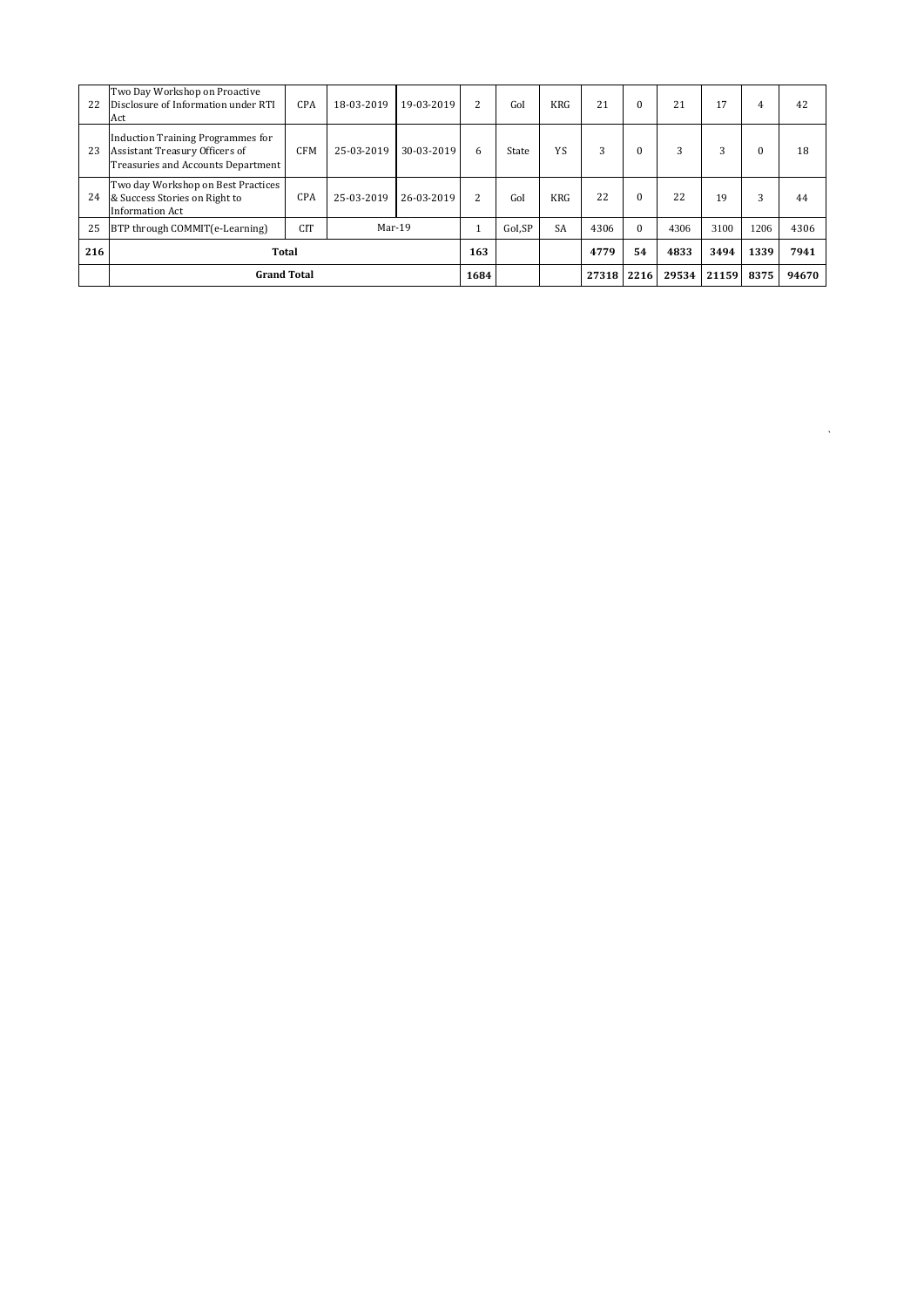| | | | | | | | | | | | | | |
|---|---|---|---|---|---|---|---|---|---|---|---|---|---|
| 22 | Two Day Workshop on Proactive Disclosure of Information under RTI Act | CPA | 18-03-2019 | 19-03-2019 | 2 | GoI | KRG | 21 | 0 | 21 | 17 | 4 | 42 |
| 23 | Induction Training Programmes for Assistant Treasury Officers of Treasuries and Accounts Department | CFM | 25-03-2019 | 30-03-2019 | 6 | State | YS | 3 | 0 | 3 | 3 | 0 | 18 |
| 24 | Two day Workshop on Best Practices & Success Stories on Right to Information Act | CPA | 25-03-2019 | 26-03-2019 | 2 | GoI | KRG | 22 | 0 | 22 | 19 | 3 | 44 |
| 25 | BTP through COMMIT(e-Learning) | CIT | Mar-19 | | 1 | GoI,SP | SA | 4306 | 0 | 4306 | 3100 | 1206 | 4306 |
| **216** | **Total** | | | | **163** | | | **4779** | **54** | **4833** | **3494** | **1339** | **7941** |
| | **Grand Total** | | | | **1684** | | | **27318** | **2216** | **29534** | **21159** | **8375** | **94670** |